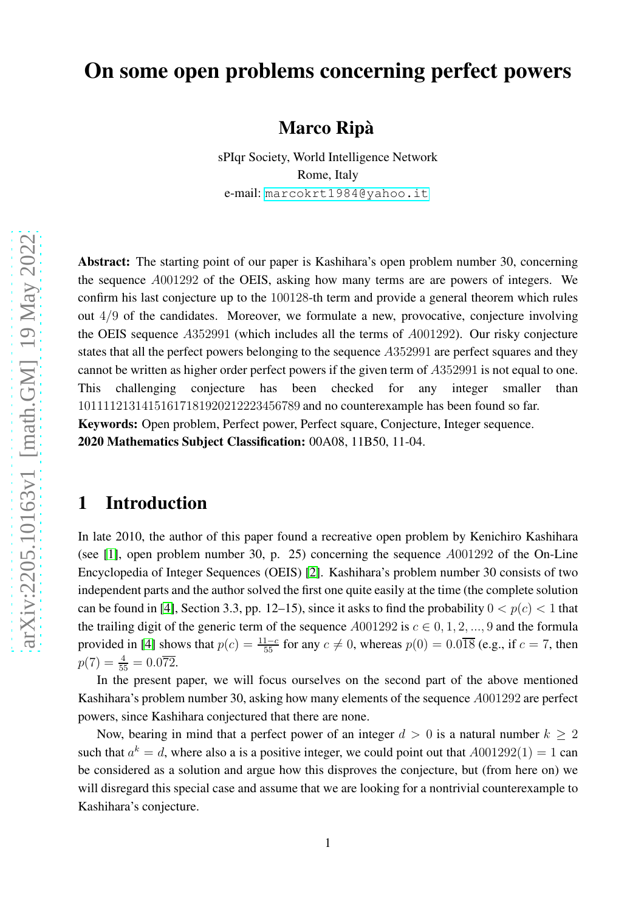# On some open problems concerning perfect powers

**Marco Ripà**

sPIqr Society, World Intelligence Network
Rome, Italy
e-mail: marcokrt1984@yahoo.it

**Abstract:** The starting point of our paper is Kashihara's open problem number 30, concerning the sequence $A001292$ of the OEIS, asking how many terms are are powers of integers. We confirm his last conjecture up to the $100128$-th term and provide a general theorem which rules out $4/9$ of the candidates. Moreover, we formulate a new, provocative, conjecture involving the OEIS sequence $A352991$ (which includes all the terms of $A001292$). Our risky conjecture states that all the perfect powers belonging to the sequence $A352991$ are perfect squares and they cannot be written as higher order perfect powers if the given term of $A352991$ is not equal to one. This challenging conjecture has been checked for any integer smaller than $10111121314151617181920212223456789$ and no counterexample has been found so far.
**Keywords:** Open problem, Perfect power, Perfect square, Conjecture, Integer sequence.
**2020 Mathematics Subject Classification:** 00A08, 11B50, 11-04.

## 1 Introduction

In late 2010, the author of this paper found a recreative open problem by Kenichiro Kashihara (see [1], open problem number 30, p. 25) concerning the sequence $A001292$ of the On-Line Encyclopedia of Integer Sequences (OEIS) [2]. Kashihara's problem number 30 consists of two independent parts and the author solved the first one quite easily at the time (the complete solution can be found in [4], Section 3.3, pp. 12–15), since it asks to find the probability $0 < p(c) < 1$ that the trailing digit of the generic term of the sequence $A001292$ is $c \in 0, 1, 2, ..., 9$ and the formula provided in [4] shows that $p(c) = \frac{11-c}{55}$ for any $c \neq 0$, whereas $p(0) = 0.0\overline{18}$ (e.g., if $c = 7$, then $p(7) = \frac{4}{55} = 0.0\overline{72}$.

In the present paper, we will focus ourselves on the second part of the above mentioned Kashihara's problem number 30, asking how many elements of the sequence $A001292$ are perfect powers, since Kashihara conjectured that there are none.

Now, bearing in mind that a perfect power of an integer $d > 0$ is a natural number $k \geq 2$ such that $a^k = d$, where also a is a positive integer, we could point out that $A001292(1) = 1$ can be considered as a solution and argue how this disproves the conjecture, but (from here on) we will disregard this special case and assume that we are looking for a nontrivial counterexample to Kashihara's conjecture.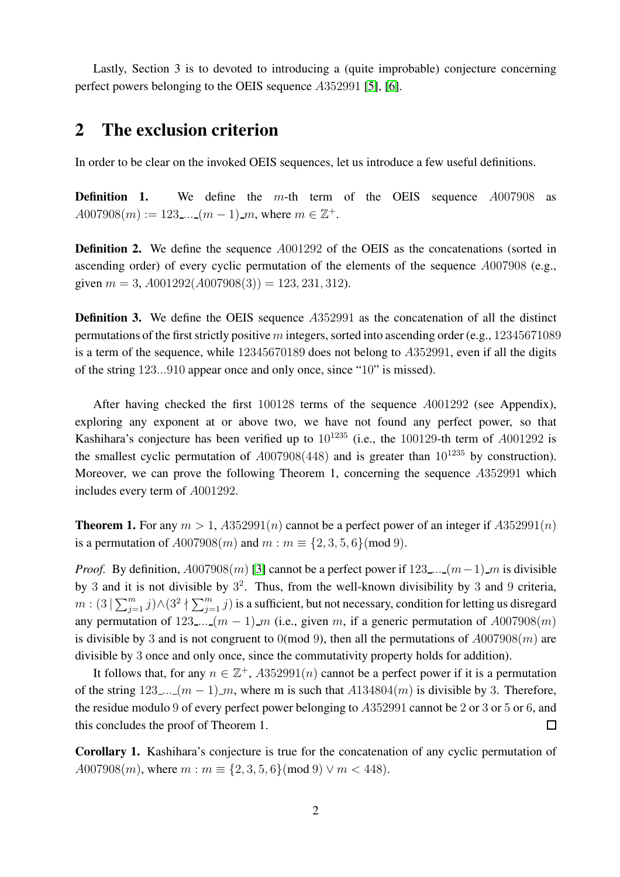Lastly, Section 3 is to devoted to introducing a (quite improbable) conjecture concerning perfect powers belonging to the OEIS sequence $A352991$ [5], [6].

## 2 The exclusion criterion

In order to be clear on the invoked OEIS sequences, let us introduce a few useful definitions.

**Definition 1.** We define the $m$-th term of the OEIS sequence $A007908$ as $A007908(m) := 123\_\ldots\_(m-1)\_m$, where $m \in \mathbb{Z}^+$.

**Definition 2.** We define the sequence $A001292$ of the OEIS as the concatenations (sorted in ascending order) of every cyclic permutation of the elements of the sequence $A007908$ (e.g., given $m = 3$, $A001292(A007908(3)) = 123, 231, 312$).

**Definition 3.** We define the OEIS sequence $A352991$ as the concatenation of all the distinct permutations of the first strictly positive $m$ integers, sorted into ascending order (e.g., $12345671089$ is a term of the sequence, while $12345670189$ does not belong to $A352991$, even if all the digits of the string $123...910$ appear once and only once, since "10" is missed).

After having checked the first $100128$ terms of the sequence $A001292$ (see Appendix), exploring any exponent at or above two, we have not found any perfect power, so that Kashihara's conjecture has been verified up to $10^{1235}$ (i.e., the $100129$-th term of $A001292$ is the smallest cyclic permutation of $A007908(448)$ and is greater than $10^{1235}$ by construction). Moreover, we can prove the following Theorem 1, concerning the sequence $A352991$ which includes every term of $A001292$.

**Theorem 1.** *For any $m > 1$, $A352991(n)$ cannot be a perfect power of an integer if $A352991(n)$ is a permutation of $A007908(m)$ and $m : m \equiv \{2, 3, 5, 6\} (\bmod 9)$.*

*Proof.* By definition, $A007908(m)$ [3] cannot be a perfect power if $123\_\ldots\_(m-1)\_m$ is divisible by $3$ and it is not divisible by $3^2$. Thus, from the well-known divisibility by $3$ and $9$ criteria, $m : (3 \mid \sum_{j=1}^{m} j) \wedge (3^2 \nmid \sum_{j=1}^{m} j)$ is a sufficient, but not necessary, condition for letting us disregard any permutation of $123\_\ldots\_(m-1)\_m$ (i.e., given $m$, if a generic permutation of $A007908(m)$ is divisible by $3$ and is not congruent to $0 (\bmod 9)$, then all the permutations of $A007908(m)$ are divisible by $3$ once and only once, since the commutativity property holds for addition).

It follows that, for any $n \in \mathbb{Z}^+$, $A352991(n)$ cannot be a perfect power if it is a permutation of the string $123\_\ldots\_(m-1)\_m$, where m is such that $A134804(m)$ is divisible by $3$. Therefore, the residue modulo $9$ of every perfect power belonging to $A352991$ cannot be $2$ or $3$ or $5$ or $6$, and this concludes the proof of Theorem 1. $\square$

**Corollary 1.** *Kashihara's conjecture is true for the concatenation of any cyclic permutation of $A007908(m)$, where $m : m \equiv \{2, 3, 5, 6\} (\bmod 9) \vee m < 448)$.*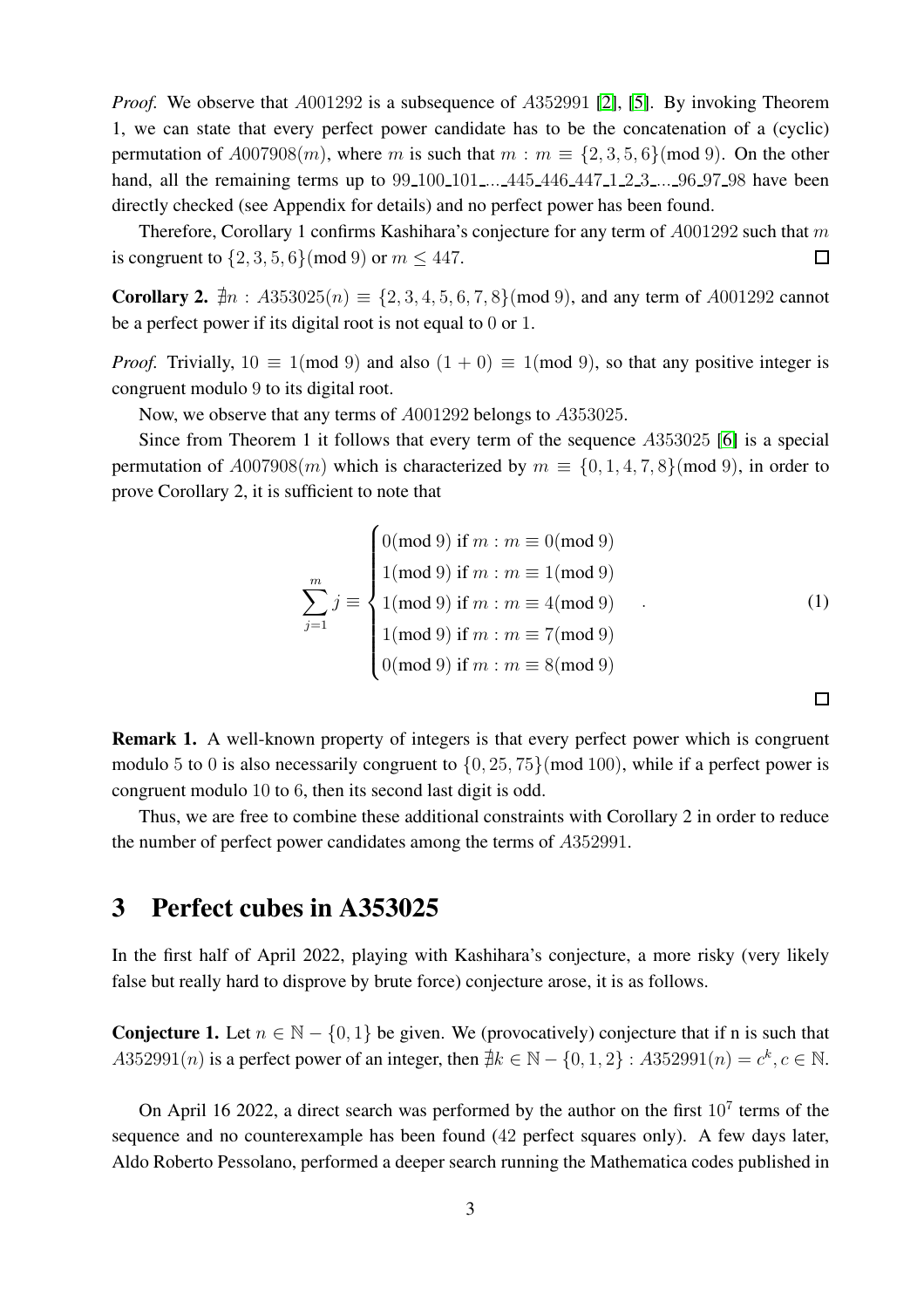*Proof.* We observe that $A001292$ is a subsequence of $A352991$ [2], [5]. By invoking Theorem 1, we can state that every perfect power candidate has to be the concatenation of a (cyclic) permutation of $A007908(m)$, where $m$ is such that $m : m \equiv \{2, 3, 5, 6\}(\text{mod } 9)$. On the other hand, all the remaining terms up to 99_100_101_..._445_446_447_1_2_3_..._96_97_98 have been directly checked (see Appendix for details) and no perfect power has been found.

Therefore, Corollary 1 confirms Kashihara's conjecture for any term of $A001292$ such that $m$ is congruent to $\{2, 3, 5, 6\}(\text{mod } 9)$ or $m \leq 447$. □

**Corollary 2.** $\nexists n : A353025(n) \equiv \{2, 3, 4, 5, 6, 7, 8\}(\text{mod } 9)$, and any term of $A001292$ cannot be a perfect power if its digital root is not equal to 0 or 1.

*Proof.* Trivially, $10 \equiv 1(\text{mod } 9)$ and also $(1 + 0) \equiv 1(\text{mod } 9)$, so that any positive integer is congruent modulo 9 to its digital root.

Now, we observe that any terms of $A001292$ belongs to $A353025$.

Since from Theorem 1 it follows that every term of the sequence $A353025$ [6] is a special permutation of $A007908(m)$ which is characterized by $m \equiv \{0, 1, 4, 7, 8\}(\text{mod } 9)$, in order to prove Corollary 2, it is sufficient to note that

$$\sum_{j=1}^{m} j \equiv \begin{cases} 0(\text{mod } 9) \text{ if } m : m \equiv 0(\text{mod } 9) \\ 1(\text{mod } 9) \text{ if } m : m \equiv 1(\text{mod } 9) \\ 1(\text{mod } 9) \text{ if } m : m \equiv 4(\text{mod } 9) \\ 1(\text{mod } 9) \text{ if } m : m \equiv 7(\text{mod } 9) \\ 0(\text{mod } 9) \text{ if } m : m \equiv 8(\text{mod } 9) \end{cases} . \tag{1}$$

□

**Remark 1.** A well-known property of integers is that every perfect power which is congruent modulo 5 to 0 is also necessarily congruent to $\{0, 25, 75\}(\text{mod } 100)$, while if a perfect power is congruent modulo 10 to 6, then its second last digit is odd.

Thus, we are free to combine these additional constraints with Corollary 2 in order to reduce the number of perfect power candidates among the terms of $A352991$.

## 3 Perfect cubes in A353025

In the first half of April 2022, playing with Kashihara's conjecture, a more risky (very likely false but really hard to disprove by brute force) conjecture arose, it is as follows.

**Conjecture 1.** Let $n \in \mathbb{N} - \{0, 1\}$ be given. We (provocatively) conjecture that if n is such that $A352991(n)$ is a perfect power of an integer, then $\nexists k \in \mathbb{N} - \{0, 1, 2\} : A352991(n) = c^k, c \in \mathbb{N}$.

On April 16 2022, a direct search was performed by the author on the first $10^7$ terms of the sequence and no counterexample has been found (42 perfect squares only). A few days later, Aldo Roberto Pessolano, performed a deeper search running the Mathematica codes published in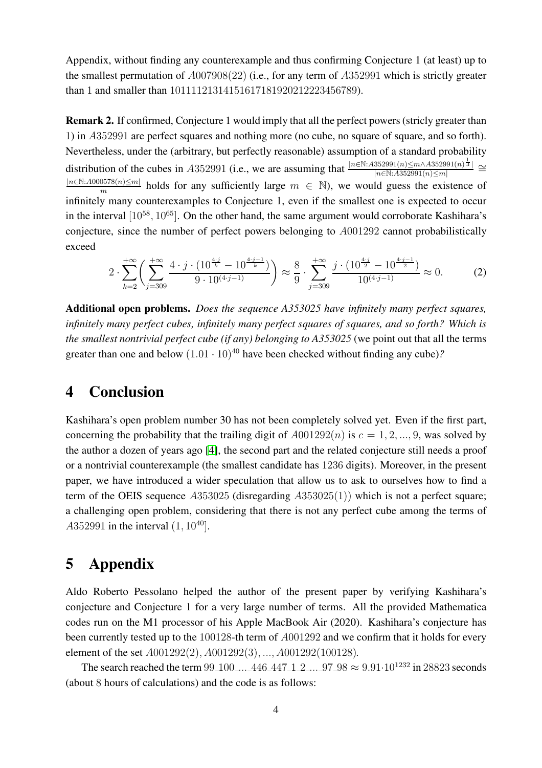Appendix, without finding any counterexample and thus confirming Conjecture 1 (at least) up to the smallest permutation of $A007908(22)$ (i.e., for any term of $A352991$ which is strictly greater than 1 and smaller than 10111121314151617181920212223456789).

**Remark 2.** If confirmed, Conjecture 1 would imply that all the perfect powers (stricly greater than 1) in $A352991$ are perfect squares and nothing more (no cube, no square of square, and so forth). Nevertheless, under the (arbitrary, but perfectly reasonable) assumption of a standard probability distribution of the cubes in $A352991$ (i.e., we are assuming that $\frac{|n \in \mathbb{N}: A352991(n) \leq m \wedge A352991(n)^{\frac{1}{3}}|}{|n \in \mathbb{N}: A352991(n) \leq m|} \cong \frac{|n \in \mathbb{N}: A000578(n) \leq m|}{m}$ holds for any sufficiently large $m \in \mathbb{N}$), we would guess the existence of infinitely many counterexamples to Conjecture 1, even if the smallest one is expected to occur in the interval $[10^{58}, 10^{65}]$. On the other hand, the same argument would corroborate Kashihara's conjecture, since the number of perfect powers belonging to $A001292$ cannot probabilistically exceed

$$2 \cdot \sum_{k=2}^{+\infty} \left( \sum_{j=309}^{+\infty} \frac{4 \cdot j \cdot (10^{\frac{4 \cdot j}{k}} - 10^{\frac{4 \cdot j - 1}{k}})}{9 \cdot 10^{(4 \cdot j - 1)}} \right) \approx \frac{8}{9} \cdot \sum_{j=309}^{+\infty} \frac{j \cdot (10^{\frac{4 \cdot j}{2}} - 10^{\frac{4 \cdot j - 1}{2}})}{10^{(4 \cdot j - 1)}} \approx 0. \tag{2}$$

**Additional open problems.** *Does the sequence A353025 have infinitely many perfect squares, infinitely many perfect cubes, infinitely many perfect squares of squares, and so forth? Which is the smallest nontrivial perfect cube (if any) belonging to A353025* (we point out that all the terms greater than one and below $(1.01 \cdot 10)^{40}$ have been checked without finding any cube)*?*

## 4 Conclusion

Kashihara's open problem number 30 has not been completely solved yet. Even if the first part, concerning the probability that the trailing digit of $A001292(n)$ is $c = 1, 2, ..., 9$, was solved by the author a dozen of years ago [4], the second part and the related conjecture still needs a proof or a nontrivial counterexample (the smallest candidate has 1236 digits). Moreover, in the present paper, we have introduced a wider speculation that allow us to ask to ourselves how to find a term of the OEIS sequence $A353025$ (disregarding $A353025(1)$) which is not a perfect square; a challenging open problem, considering that there is not any perfect cube among the terms of $A352991$ in the interval $(1, 10^{40}]$.

## 5 Appendix

Aldo Roberto Pessolano helped the author of the present paper by verifying Kashihara's conjecture and Conjecture 1 for a very large number of terms. All the provided Mathematica codes run on the M1 processor of his Apple MacBook Air (2020). Kashihara's conjecture has been currently tested up to the 100128-th term of $A001292$ and we confirm that it holds for every element of the set $A001292(2), A001292(3), ..., A001292(100128)$.

The search reached the term 99_100_..._446_447_1_2_..._97_98 $\approx 9.91 \cdot 10^{1232}$ in 28823 seconds (about 8 hours of calculations) and the code is as follows: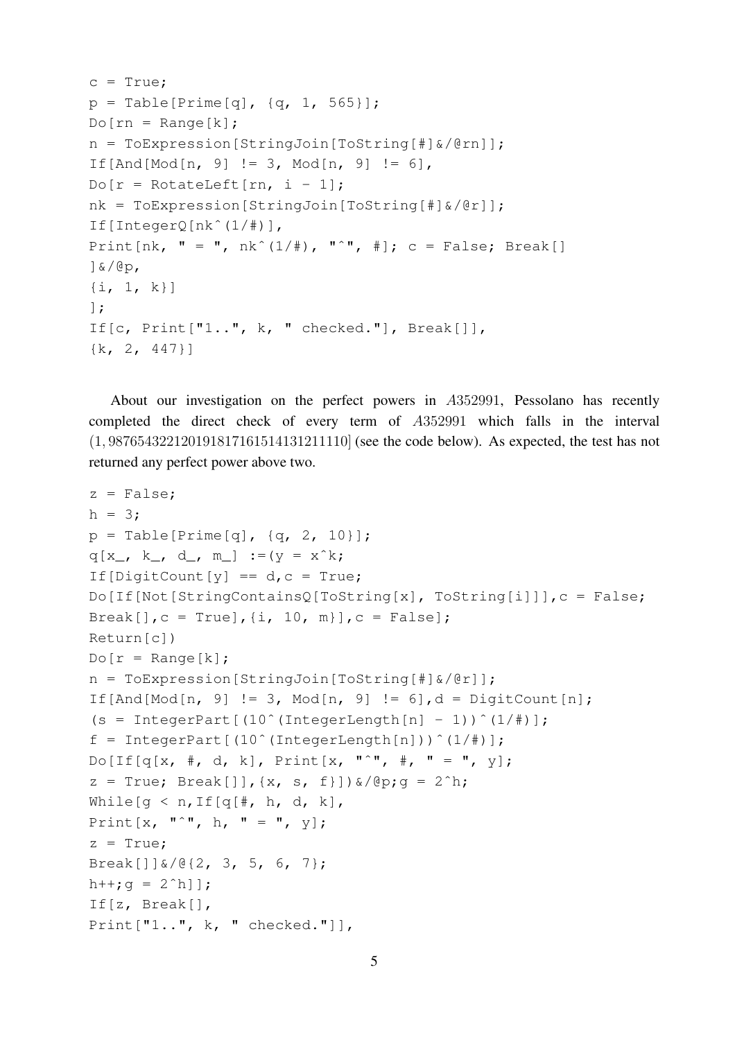```
c = True;
p = Table[Prime[q], {q, 1, 565}];
Do[rn = Range[k];
n = ToExpression[StringJoin[ToString[#]&/@rn]];
If[And[Mod[n, 9] != 3, Mod[n, 9] != 6],
Do[r = RotateLeft[rn, i - 1];
nk = ToExpression[StringJoin[ToString[#]&/@r]];
If[IntegerQ[nk^(1/#)],
Print[nk, " = ", nk^(1/#), "^", #]; c = False; Break[]
]&/@p,
{i, 1, k}]
];
If[c, Print["1..", k, " checked."], Break[]],
{k, 2, 447}]
```

About our investigation on the perfect powers in $A352991$, Pessolano has recently completed the direct check of every term of $A352991$ which falls in the interval $(1, 98765432212019181716151413121110]$ (see the code below). As expected, the test has not returned any perfect power above two.

```
z = False;
h = 3;
p = Table[Prime[q], {q, 2, 10}];
q[x_, k_, d_, m_] :=(y = x^k;
If[DigitCount[y] == d,c = True;
Do[If[Not[StringContainsQ[ToString[x], ToString[i]]],c = False;
Break[],c = True],{i, 10, m}],c = False];
Return[c])
Do[r = Range[k];
n = ToExpression[StringJoin[ToString[#]&/@r]];
If[And[Mod[n, 9] != 3, Mod[n, 9] != 6],d = DigitCount[n];
(s = IntegerPart[(10^(IntegerLength[n] - 1))^(1/#)];
f = IntegerPart[(10^(IntegerLength[n]))^(1/#)];
Do[If[q[x, #, d, k], Print[x, "^", #, " = ", y];
z = True; Break[]],{x, s, f}])&/@p;g = 2^h;
While[g < n,If[q[#, h, d, k],
Print[x, "^", h, " = ", y];
z = True;
Break[]]&/@{2, 3, 5, 6, 7};
h++;g = 2^h]];
If[z, Break[],
Print["1..", k, " checked."]],
```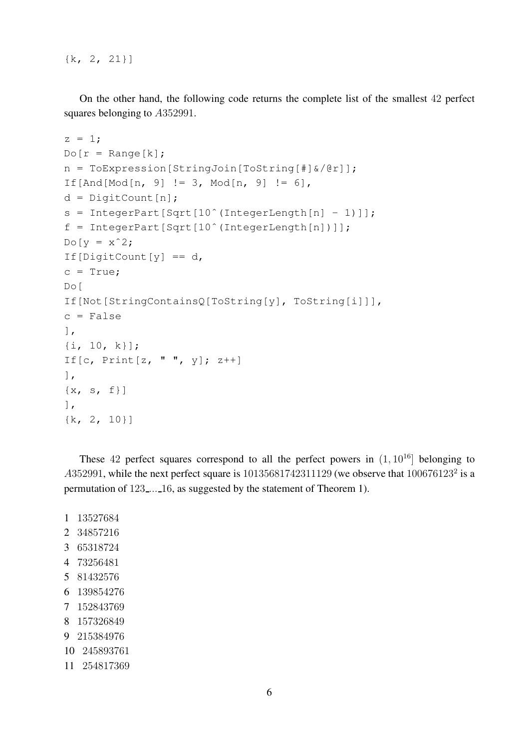```
{k, 2, 21}]
```

On the other hand, the following code returns the complete list of the smallest 42 perfect squares belonging to $A352991$.

```
z = 1;
Do[r = Range[k];
n = ToExpression[StringJoin[ToString[#]&/@r]];
If[And[Mod[n, 9] != 3, Mod[n, 9] != 6],
d = DigitCount[n];
s = IntegerPart[Sqrt[10^(IntegerLength[n] - 1)]];
f = IntegerPart[Sqrt[10^(IntegerLength[n])]];
Do[y = x^2;
If[DigitCount[y] == d,
c = True;
Do[
If[Not[StringContainsQ[ToString[y], ToString[i]]],
c = False
],
{i, 10, k}];
If[c, Print[z, " ", y]; z++]
],
{x, s, f}]
],
{k, 2, 10}]
```

These 42 perfect squares correspond to all the perfect powers in $(1, 10^{16}]$ belonging to $A352991$, while the next perfect square is 10135681742311129 (we observe that $100676123^2$ is a permutation of $123\_\ldots\_16$, as suggested by the statement of Theorem 1).

1 13527684
2 34857216
3 65318724
4 73256481
5 81432576
6 139854276
7 152843769
8 157326849
9 215384976
10 245893761
11 254817369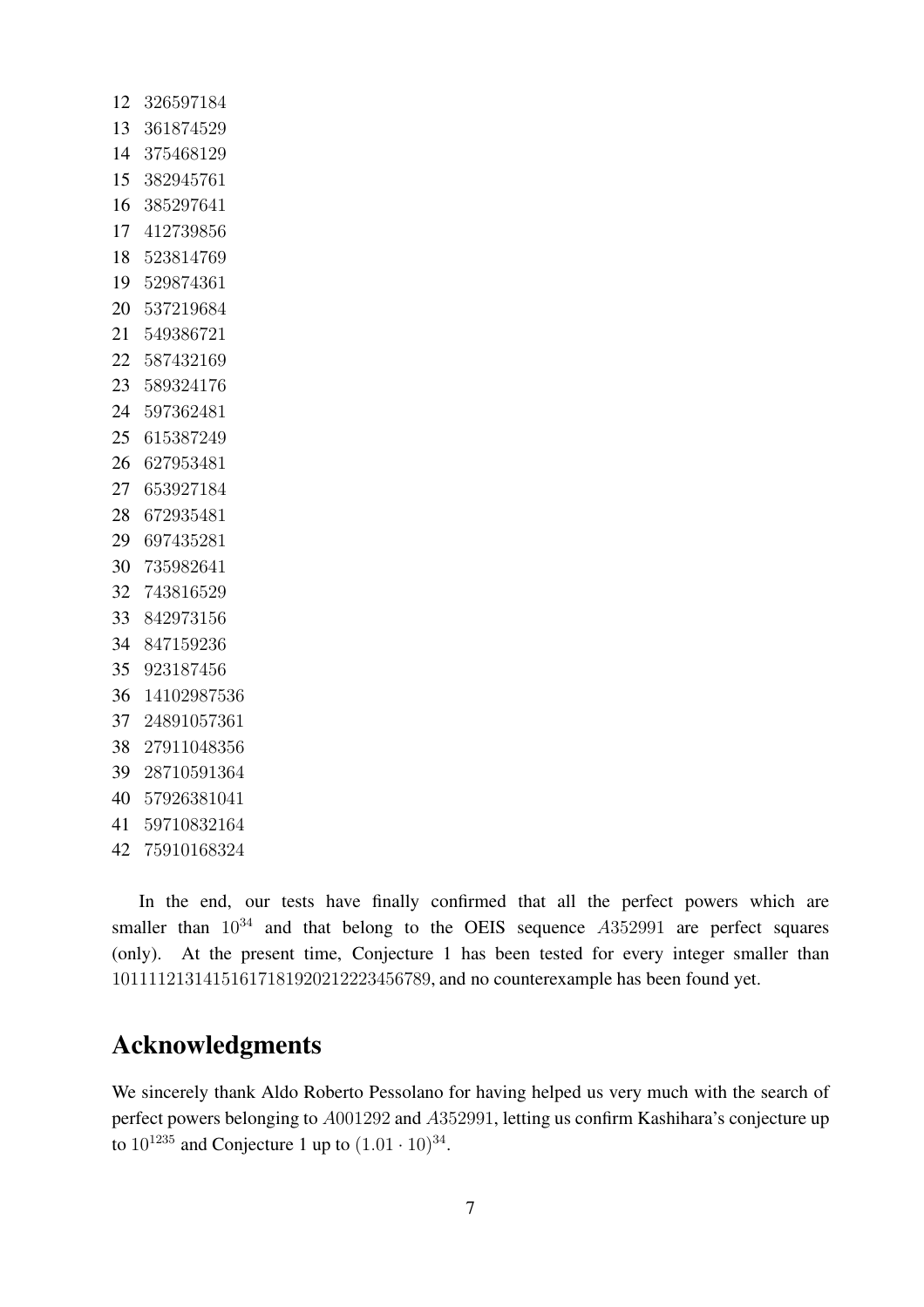12 326597184
13 361874529
14 375468129
15 382945761
16 385297641
17 412739856
18 523814769
19 529874361
20 537219684
21 549386721
22 587432169
23 589324176
24 597362481
25 615387249
26 627953481
27 653927184
28 672935481
29 697435281
30 735982641
32 743816529
33 842973156
34 847159236
35 923187456
36 14102987536
37 24891057361
38 27911048356
39 28710591364
40 57926381041
41 59710832164
42 75910168324

In the end, our tests have finally confirmed that all the perfect powers which are smaller than $10^{34}$ and that belong to the OEIS sequence $A352991$ are perfect squares (only). At the present time, Conjecture 1 has been tested for every integer smaller than 1011112131415161718192021222345678 9, and no counterexample has been found yet.

## Acknowledgments

We sincerely thank Aldo Roberto Pessolano for having helped us very much with the search of perfect powers belonging to $A001292$ and $A352991$, letting us confirm Kashihara's conjecture up to $10^{1235}$ and Conjecture 1 up to $(1.01 \cdot 10)^{34}$.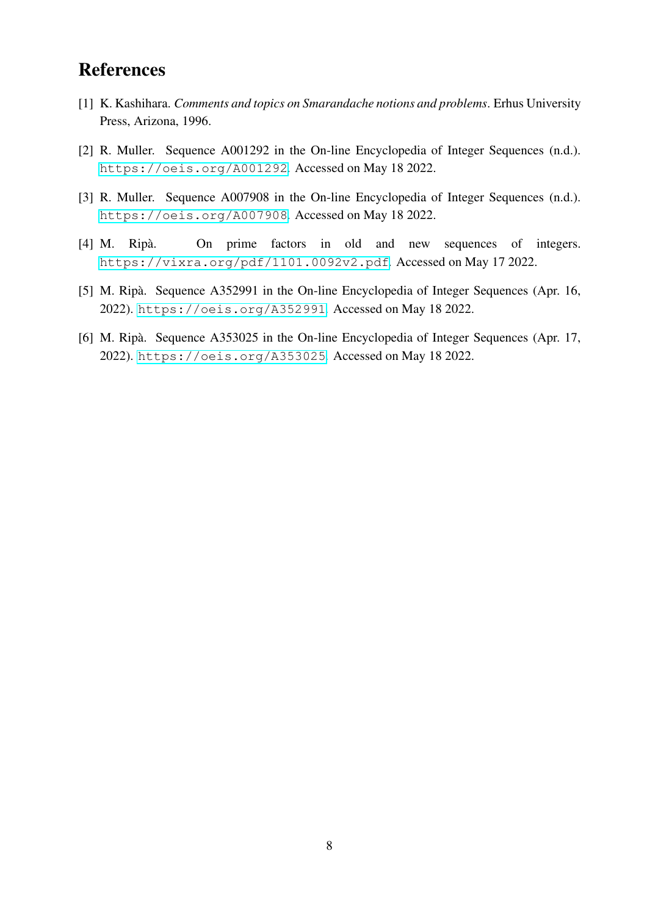## References

[1] K. Kashihara. *Comments and topics on Smarandache notions and problems*. Erhus University Press, Arizona, 1996.

[2] R. Muller. Sequence A001292 in the On-line Encyclopedia of Integer Sequences (n.d.). https://oeis.org/A001292. Accessed on May 18 2022.

[3] R. Muller. Sequence A007908 in the On-line Encyclopedia of Integer Sequences (n.d.). https://oeis.org/A007908. Accessed on May 18 2022.

[4] M. Ripà. On prime factors in old and new sequences of integers. https://vixra.org/pdf/1101.0092v2.pdf. Accessed on May 17 2022.

[5] M. Ripà. Sequence A352991 in the On-line Encyclopedia of Integer Sequences (Apr. 16, 2022). https://oeis.org/A352991. Accessed on May 18 2022.

[6] M. Ripà. Sequence A353025 in the On-line Encyclopedia of Integer Sequences (Apr. 17, 2022). https://oeis.org/A353025. Accessed on May 18 2022.